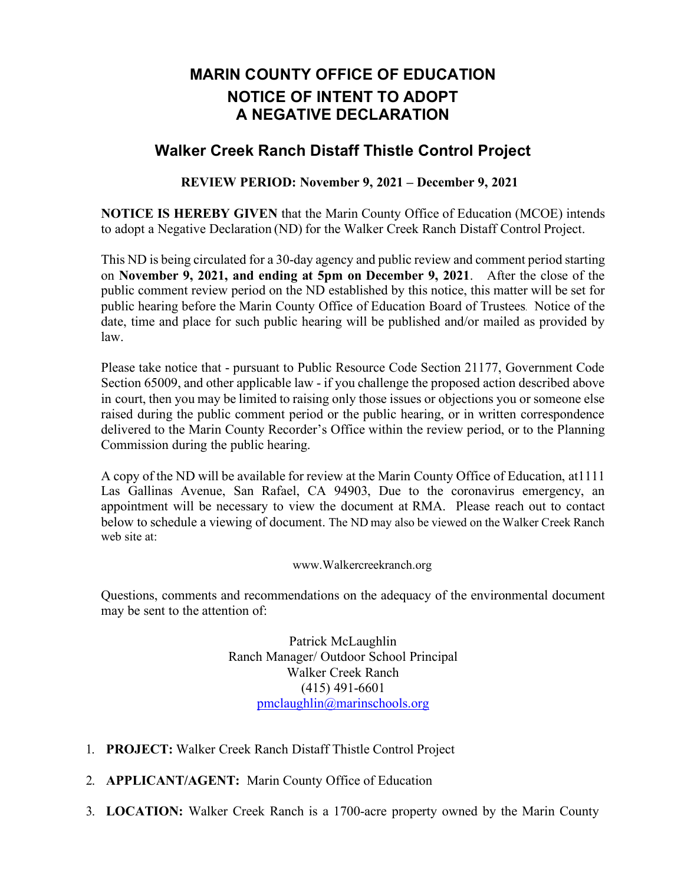# MARIN COUNTY OFFICE OF EDUCATION

# NOTICE OF INTENT TO ADOPT A NEGATIVE DECLARATION

## Walker Creek Ranch Distaff Thistle Control Project

**REVIEW PERIOD: November 9, 2021 – December 9, 2021**

**NOTICE IS HEREBY GIVEN** that the Marin County Office of Education (MCOE) intends to adopt a Negative Declaration (ND) for the Walker Creek Ranch Distaff Control Project.

This ND is being circulated for a 30-day agency and public review and comment period starting on **November 9, 2021, and ending at 5pm on December 9, 2021**. After the close of the public comment review period on the ND established by this notice, this matter will be set for public hearing before the Marin County Office of Education Board of Trustees. Notice of the date, time and place for such public hearing will be published and/or mailed as provided by law.

Please take notice that - pursuant to Public Resource Code Section 21177, Government Code Section 65009, and other applicable law - if you challenge the proposed action described above in court, then you may be limited to raising only those issues or objections you or someone else raised during the public comment period or the public hearing, or in written correspondence delivered to the Marin County Recorder's Office within the review period, or to the Planning Commission during the public hearing.

A copy of the ND will be available for review at the Marin County Office of Education, at1111 Las Gallinas Avenue, San Rafael, CA 94903, Due to the coronavirus emergency, an appointment will be necessary to view the document at RMA. Please reach out to contact below to schedule a viewing of document. The ND may also be viewed on the Walker Creek Ranch web site at:

www.Walkercreekranch.org

Questions, comments and recommendations on the adequacy of the environmental document may be sent to the attention of:

Patrick McLaughlin
Ranch Manager/ Outdoor School Principal
Walker Creek Ranch
(415) 491-6601
pmclaughlin@marinschools.org

1. **PROJECT:** Walker Creek Ranch Distaff Thistle Control Project
2. **APPLICANT/AGENT:** Marin County Office of Education
3. **LOCATION:** Walker Creek Ranch is a 1700-acre property owned by the Marin County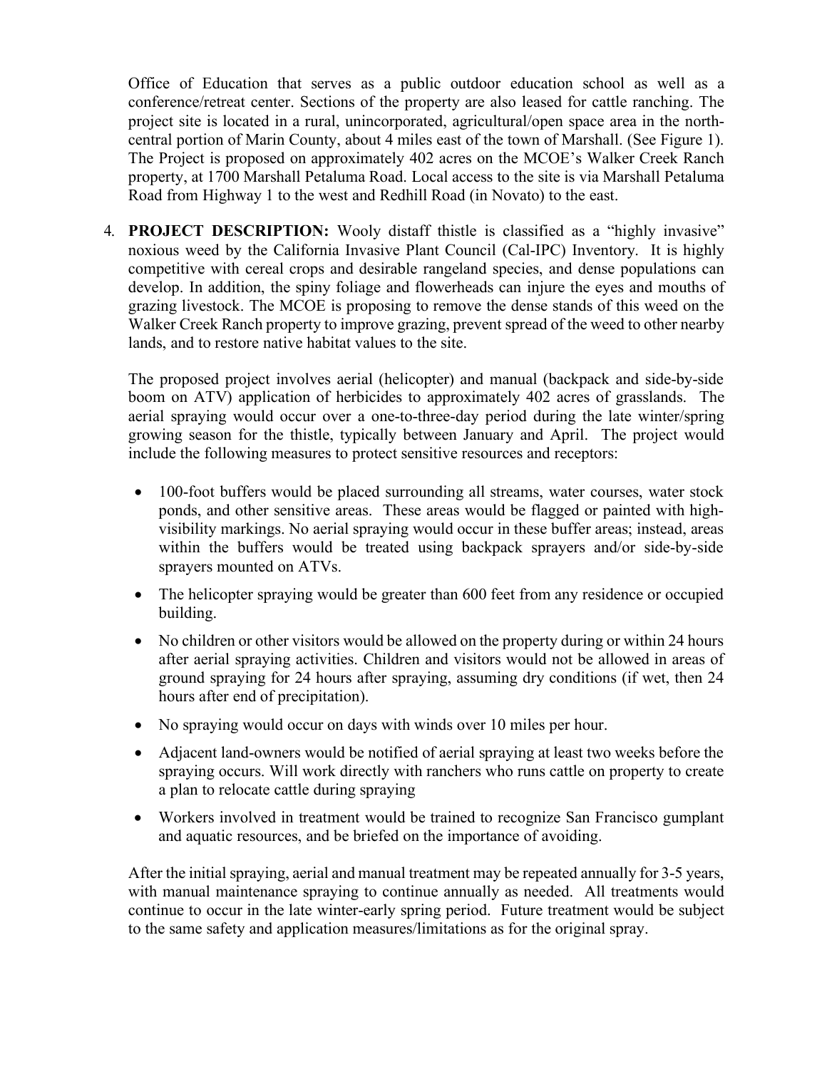Office of Education that serves as a public outdoor education school as well as a conference/retreat center. Sections of the property are also leased for cattle ranching. The project site is located in a rural, unincorporated, agricultural/open space area in the north-central portion of Marin County, about 4 miles east of the town of Marshall. (See Figure 1). The Project is proposed on approximately 402 acres on the MCOE's Walker Creek Ranch property, at 1700 Marshall Petaluma Road. Local access to the site is via Marshall Petaluma Road from Highway 1 to the west and Redhill Road (in Novato) to the east.

4. **PROJECT DESCRIPTION:** Wooly distaff thistle is classified as a "highly invasive" noxious weed by the California Invasive Plant Council (Cal-IPC) Inventory. It is highly competitive with cereal crops and desirable rangeland species, and dense populations can develop. In addition, the spiny foliage and flowerheads can injure the eyes and mouths of grazing livestock. The MCOE is proposing to remove the dense stands of this weed on the Walker Creek Ranch property to improve grazing, prevent spread of the weed to other nearby lands, and to restore native habitat values to the site.

   The proposed project involves aerial (helicopter) and manual (backpack and side-by-side boom on ATV) application of herbicides to approximately 402 acres of grasslands. The aerial spraying would occur over a one-to-three-day period during the late winter/spring growing season for the thistle, typically between January and April. The project would include the following measures to protect sensitive resources and receptors:

   - 100-foot buffers would be placed surrounding all streams, water courses, water stock ponds, and other sensitive areas. These areas would be flagged or painted with high-visibility markings. No aerial spraying would occur in these buffer areas; instead, areas within the buffers would be treated using backpack sprayers and/or side-by-side sprayers mounted on ATVs.
   - The helicopter spraying would be greater than 600 feet from any residence or occupied building.
   - No children or other visitors would be allowed on the property during or within 24 hours after aerial spraying activities. Children and visitors would not be allowed in areas of ground spraying for 24 hours after spraying, assuming dry conditions (if wet, then 24 hours after end of precipitation).
   - No spraying would occur on days with winds over 10 miles per hour.
   - Adjacent land-owners would be notified of aerial spraying at least two weeks before the spraying occurs. Will work directly with ranchers who runs cattle on property to create a plan to relocate cattle during spraying
   - Workers involved in treatment would be trained to recognize San Francisco gumplant and aquatic resources, and be briefed on the importance of avoiding.

   After the initial spraying, aerial and manual treatment may be repeated annually for 3-5 years, with manual maintenance spraying to continue annually as needed. All treatments would continue to occur in the late winter-early spring period. Future treatment would be subject to the same safety and application measures/limitations as for the original spray.